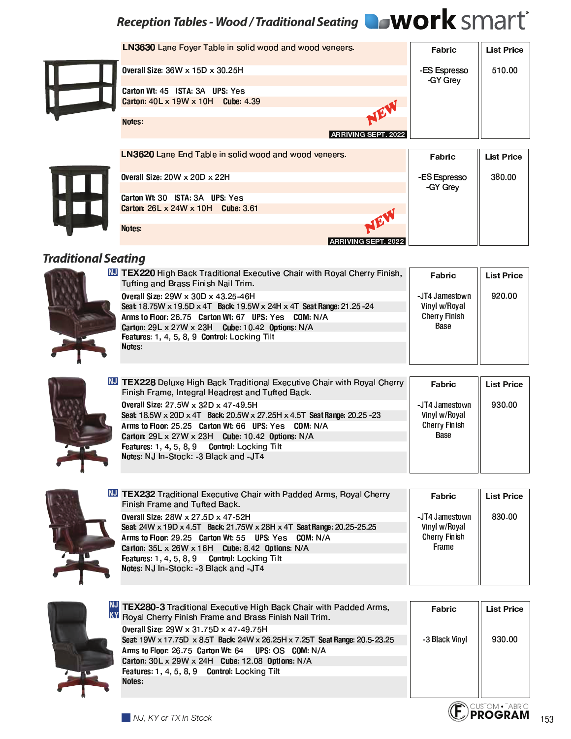## Reception Tables - Wood / Traditional Seating

**LN3630** Lane Foyer Table in solid wood and wood veneers.

**Overall Size:** 36W x 15D x 30.25H
**Carton Wt:** 45 **ISTA:** 3A **UPS:** Yes
**Carton:** 40L x 19W x 10H **Cube:** 4.39
**Notes:**

NEW — ARRIVING SEPT. 2022

| Fabric | List Price |
|---|---|
| -ES Espresso<br>-GY Grey | 510.00 |

**LN3620** Lane End Table in solid wood and wood veneers.

**Overall Size:** 20W x 20D x 22H
**Carton Wt:** 30 **ISTA:** 3A **UPS:** Yes
**Carton:** 26L x 24W x 10H **Cube:** 3.61
**Notes:**

NEW — ARRIVING SEPT. 2022

| Fabric | List Price |
|---|---|
| -ES Espresso<br>-GY Grey | 380.00 |

## Traditional Seating

NJ **TEX220** High Back Traditional Executive Chair with Royal Cherry Finish, Tufting and Brass Finish Nail Trim.

**Overall Size:** 29W x 30D x 43.25-46H
**Seat:** 18.75W x 19.5D x 4T **Back:** 19.5W x 24H x 4T **Seat Range:** 21.25 -24
**Arms to Floor:** 26.75 **Carton Wt:** 67 **UPS:** Yes **COM:** N/A
**Carton:** 29L x 27W x 23H **Cube:** 10.42 **Options:** N/A
**Features:** 1, 4, 5, 8, 9 **Control:** Locking Tilt
**Notes:**

| Fabric | List Price |
|---|---|
| -JT4 Jamestown Vinyl w/Royal Cherry Finish Base | 920.00 |

NJ **TEX228** Deluxe High Back Traditional Executive Chair with Royal Cherry Finish Frame, Integral Headrest and Tufted Back.

**Overall Size:** 27.5W x 32D x 47-49.5H
**Seat:** 18.5W x 20D x 4T **Back:** 20.5W x 27.25H x 4.5T **Seat Range:** 20.25 -23
**Arms to Floor:** 25.25 **Carton Wt:** 66 **UPS:** Yes **COM:** N/A
**Carton:** 29L x 27W x 23H **Cube:** 10.42 **Options:** N/A
**Features:** 1, 4, 5, 8, 9 **Control:** Locking Tilt
**Notes:** NJ In-Stock: -3 Black and -JT4

| Fabric | List Price |
|---|---|
| -JT4 Jamestown Vinyl w/Royal Cherry Finish Base | 930.00 |

NJ **TEX232** Traditional Executive Chair with Padded Arms, Royal Cherry Finish Frame and Tufted Back.

**Overall Size:** 28W x 27.5D x 47-52H
**Seat:** 24W x 19D x 4.5T **Back:** 21.75W x 28H x 4T **Seat Range:** 20.25-25.25
**Arms to Floor:** 29.25 **Carton Wt:** 55 **UPS:** Yes **COM:** N/A
**Carton:** 35L x 26W x 16H **Cube:** 8.42 **Options:** N/A
**Features:** 1, 4, 5, 8, 9 **Control:** Locking Tilt
**Notes:** NJ In-Stock: -3 Black and -JT4

| Fabric | List Price |
|---|---|
| -JT4 Jamestown Vinyl w/Royal Cherry Finish Frame | 830.00 |

NJ KY **TEX280-3** Traditional Executive High Back Chair with Padded Arms, Royal Cherry Finish Frame and Brass Finish Nail Trim.

**Overall Size:** 29W x 31.75D x 47-49.75H
**Seat:** 19W x 17.75D x 8.5T **Back:** 24W x 26.25H x 7.25T **Seat Range:** 20.5-23.25
**Arms to Floor:** 26.75 **Carton Wt:** 64 **UPS:** OS **COM:** N/A
**Carton:** 30L x 29W x 24H **Cube:** 12.08 **Options:** N/A
**Features:** 1, 4, 5, 8, 9 **Control:** Locking Tilt
**Notes:**

| Fabric | List Price |
|---|---|
| -3 Black Vinyl | 930.00 |

*NJ, KY or TX In Stock*

CUSTOM FABRIC PROGRAM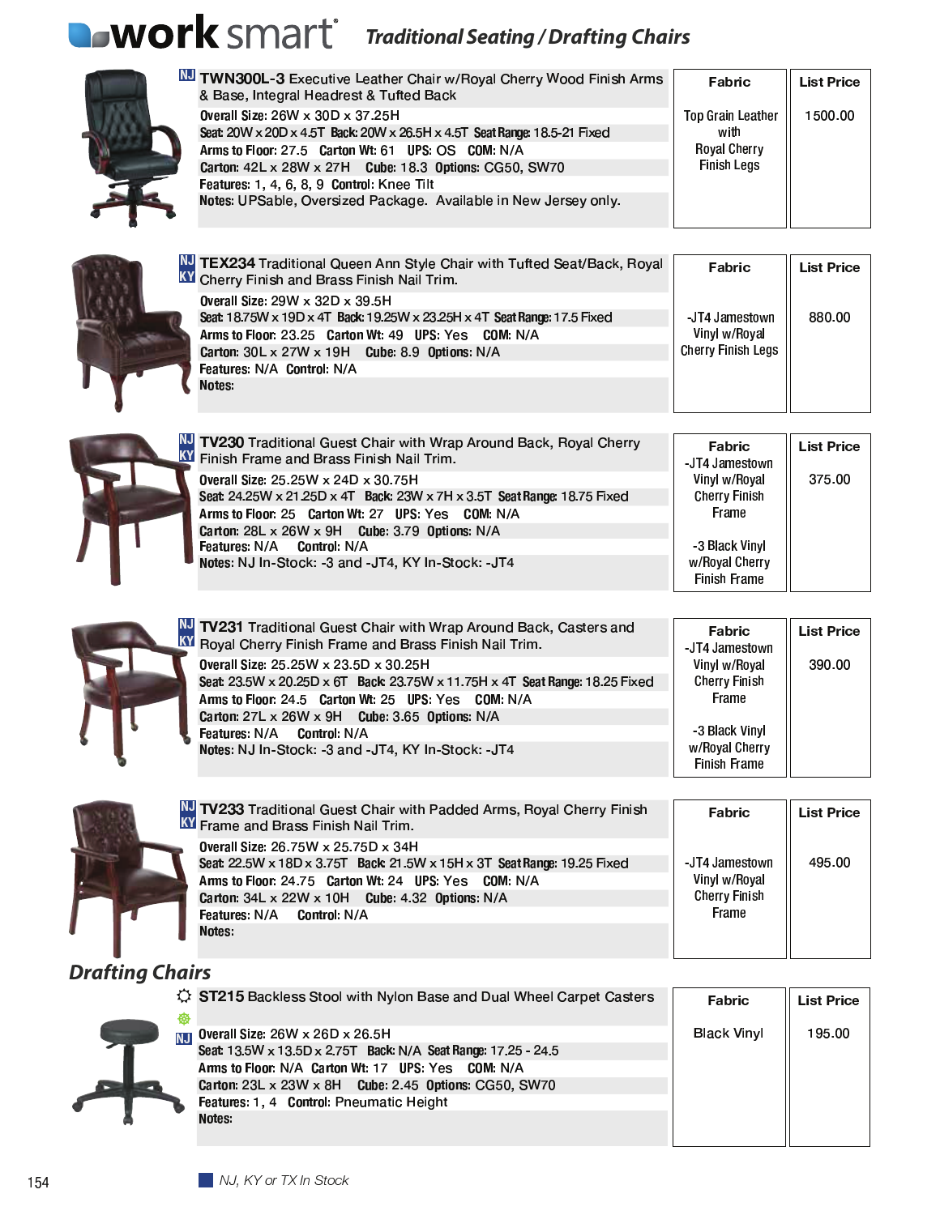# work smart *Traditional Seating / Drafting Chairs*

**TWN300L-3** Executive Leather Chair w/Royal Cherry Wood Finish Arms & Base, Integral Headrest & Tufted Back

Overall Size: 26W x 30D x 37.25H
Seat: 20W x 20D x 4.5T Back: 20W x 26.5H x 4.5T Seat Range: 18.5-21 Fixed
Arms to Floor: 27.5 Carton Wt: 61 UPS: OS COM: N/A
Carton: 42L x 28W x 27H Cube: 18.3 Options: CG50, SW70
Features: 1, 4, 6, 8, 9 Control: Knee Tilt
Notes: UPSable, Oversized Package. Available in New Jersey only.

| Fabric | List Price |
|---|---|
| Top Grain Leather with Royal Cherry Finish Legs | 1500.00 |

**TEX234** Traditional Queen Ann Style Chair with Tufted Seat/Back, Royal Cherry Finish and Brass Finish Nail Trim.

Overall Size: 29W x 32D x 39.5H
Seat: 18.75W x 19D x 4T Back: 19.25W x 23.25H x 4T Seat Range: 17.5 Fixed
Arms to Floor: 23.25 Carton Wt: 49 UPS: Yes COM: N/A
Carton: 30L x 27W x 19H Cube: 8.9 Options: N/A
Features: N/A Control: N/A
Notes:

| Fabric | List Price |
|---|---|
| -JT4 Jamestown Vinyl w/Royal Cherry Finish Legs | 880.00 |

**TV230** Traditional Guest Chair with Wrap Around Back, Royal Cherry Finish Frame and Brass Finish Nail Trim.

Overall Size: 25.25W x 24D x 30.75H
Seat: 24.25W x 21.25D x 4T Back: 23W x 7H x 3.5T Seat Range: 18.75 Fixed
Arms to Floor: 25 Carton Wt: 27 UPS: Yes COM: N/A
Carton: 28L x 26W x 9H Cube: 3.79 Options: N/A
Features: N/A Control: N/A
Notes: NJ In-Stock: -3 and -JT4, KY In-Stock: -JT4

| Fabric | List Price |
|---|---|
| -JT4 Jamestown Vinyl w/Royal Cherry Finish Frame<br>-3 Black Vinyl w/Royal Cherry Finish Frame | 375.00 |

**TV231** Traditional Guest Chair with Wrap Around Back, Casters and Royal Cherry Finish Frame and Brass Finish Nail Trim.

Overall Size: 25.25W x 23.5D x 30.25H
Seat: 23.5W x 20.25D x 6T Back: 23.75W x 11.75H x 4T Seat Range: 18.25 Fixed
Arms to Floor: 24.5 Carton Wt: 25 UPS: Yes COM: N/A
Carton: 27L x 26W x 9H Cube: 3.65 Options: N/A
Features: N/A Control: N/A
Notes: NJ In-Stock: -3 and -JT4, KY In-Stock: -JT4

| Fabric | List Price |
|---|---|
| -JT4 Jamestown Vinyl w/Royal Cherry Finish Frame<br>-3 Black Vinyl w/Royal Cherry Finish Frame | 390.00 |

**TV233** Traditional Guest Chair with Padded Arms, Royal Cherry Finish Frame and Brass Finish Nail Trim.

Overall Size: 26.75W x 25.75D x 34H
Seat: 22.5W x 18D x 3.75T Back: 21.5W x 15H x 3T Seat Range: 19.25 Fixed
Arms to Floor: 24.75 Carton Wt: 24 UPS: Yes COM: N/A
Carton: 34L x 22W x 10H Cube: 4.32 Options: N/A
Features: N/A Control: N/A
Notes:

| Fabric | List Price |
|---|---|
| -JT4 Jamestown Vinyl w/Royal Cherry Finish Frame | 495.00 |

## Drafting Chairs

**ST215** Backless Stool with Nylon Base and Dual Wheel Carpet Casters

Overall Size: 26W x 26D x 26.5H
Seat: 13.5W x 13.5D x 2.75T Back: N/A Seat Range: 17.25 - 24.5
Arms to Floor: N/A Carton Wt: 17 UPS: Yes COM: N/A
Carton: 23L x 23W x 8H Cube: 2.45 Options: CG50, SW70
Features: 1, 4 Control: Pneumatic Height
Notes:

| Fabric | List Price |
|---|---|
| Black Vinyl | 195.00 |

NJ, KY or TX In Stock